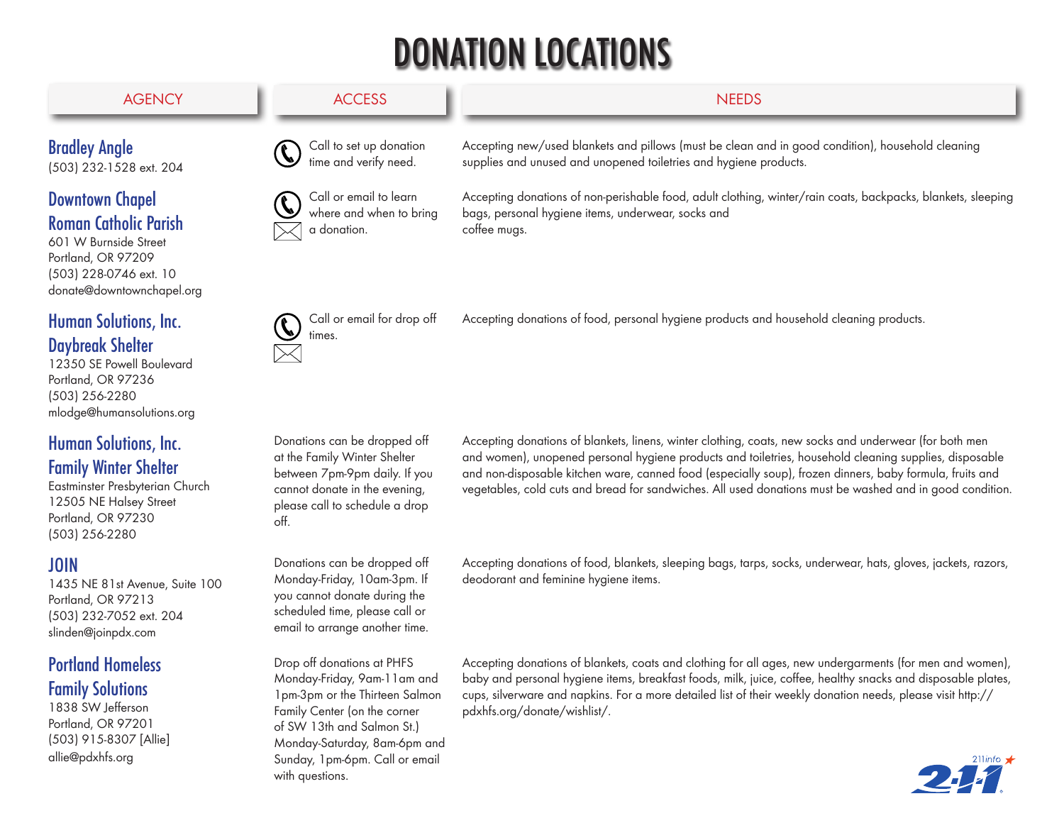# DONATION LOCATIONS

| AGENCY | ACCESS | NEEDS |
|---|---|---|
| **Bradley Angle**<br>(503) 232-1528 ext. 204 | Call to set up donation time and verify need. | Accepting new/used blankets and pillows (must be clean and in good condition), household cleaning supplies and unused and unopened toiletries and hygiene products. |
| **Downtown Chapel Roman Catholic Parish**<br>601 W Burnside Street<br>Portland, OR 97209<br>(503) 228-0746 ext. 10<br>donate@downtownchapel.org | Call or email to learn where and when to bring a donation. | Accepting donations of non-perishable food, adult clothing, winter/rain coats, backpacks, blankets, sleeping bags, personal hygiene items, underwear, socks and coffee mugs. |
| **Human Solutions, Inc. Daybreak Shelter**<br>12350 SE Powell Boulevard<br>Portland, OR 97236<br>(503) 256-2280<br>mlodge@humansolutions.org | Call or email for drop off times. | Accepting donations of food, personal hygiene products and household cleaning products. |
| **Human Solutions, Inc. Family Winter Shelter**<br>Eastminster Presbyterian Church<br>12505 NE Halsey Street<br>Portland, OR 97230<br>(503) 256-2280 | Donations can be dropped off at the Family Winter Shelter between 7pm-9pm daily. If you cannot donate in the evening, please call to schedule a drop off. | Accepting donations of blankets, linens, winter clothing, coats, new socks and underwear (for both men and women), unopened personal hygiene products and toiletries, household cleaning supplies, disposable and non-disposable kitchen ware, canned food (especially soup), frozen dinners, baby formula, fruits and vegetables, cold cuts and bread for sandwiches. All used donations must be washed and in good condition. |
| **JOIN**<br>1435 NE 81st Avenue, Suite 100<br>Portland, OR 97213<br>(503) 232-7052 ext. 204<br>slinden@joinpdx.com | Donations can be dropped off Monday-Friday, 10am-3pm. If you cannot donate during the scheduled time, please call or email to arrange another time. | Accepting donations of food, blankets, sleeping bags, tarps, socks, underwear, hats, gloves, jackets, razors, deodorant and feminine hygiene items. |
| **Portland Homeless Family Solutions**<br>1838 SW Jefferson<br>Portland, OR 97201<br>(503) 915-8307 [Allie]<br>allie@pdxhfs.org | Drop off donations at PHFS Monday-Friday, 9am-11am and 1pm-3pm or the Thirteen Salmon Family Center (on the corner of SW 13th and Salmon St.) Monday-Saturday, 8am-6pm and Sunday, 1pm-6pm. Call or email with questions. | Accepting donations of blankets, coats and clothing for all ages, new undergarments (for men and women), baby and personal hygiene items, breakfast foods, milk, juice, coffee, healthy snacks and disposable plates, cups, silverware and napkins. For a more detailed list of their weekly donation needs, please visit http://pdxhfs.org/donate/wishlist/. |

211info 2-1-1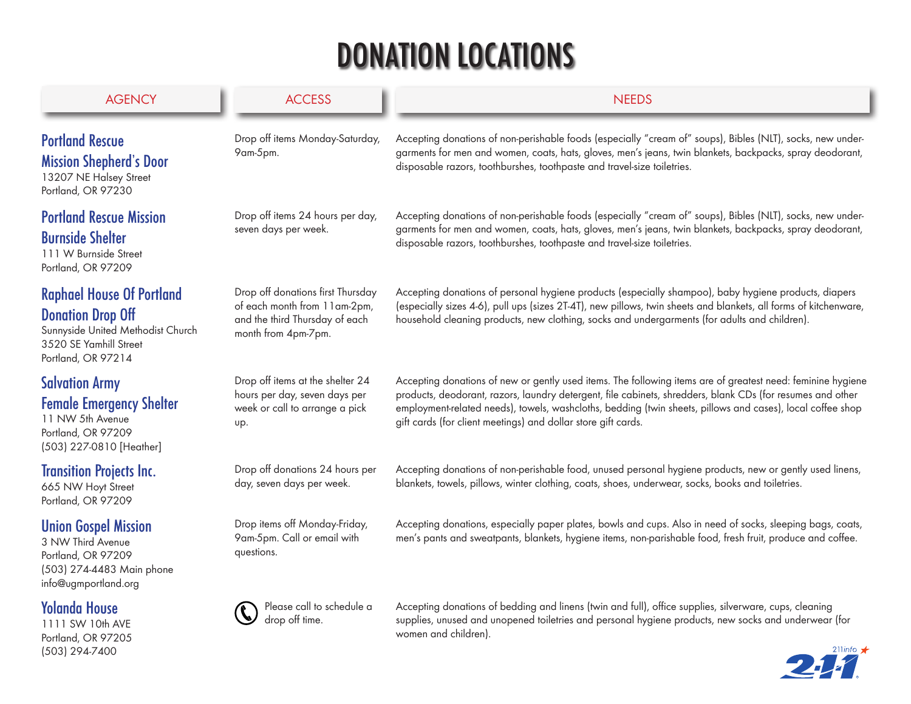# DONATION LOCATIONS

| AGENCY | ACCESS | NEEDS |
| --- | --- | --- |
| **Portland Rescue Mission Shepherd's Door**<br>13207 NE Halsey Street<br>Portland, OR 97230 | Drop off items Monday-Saturday, 9am-5pm. | Accepting donations of non-perishable foods (especially "cream of" soups), Bibles (NLT), socks, new undergarments for men and women, coats, hats, gloves, men's jeans, twin blankets, backpacks, spray deodorant, disposable razors, toothburshes, toothpaste and travel-size toiletries. |
| **Portland Rescue Mission Burnside Shelter**<br>111 W Burnside Street<br>Portland, OR 97209 | Drop off items 24 hours per day, seven days per week. | Accepting donations of non-perishable foods (especially "cream of" soups), Bibles (NLT), socks, new undergarments for men and women, coats, hats, gloves, men's jeans, twin blankets, backpacks, spray deodorant, disposable razors, toothburshes, toothpaste and travel-size toiletries. |
| **Raphael House Of Portland Donation Drop Off**<br>Sunnyside United Methodist Church<br>3520 SE Yamhill Street<br>Portland, OR 97214 | Drop off donations first Thursday of each month from 11am-2pm, and the third Thursday of each month from 4pm-7pm. | Accepting donations of personal hygiene products (especially shampoo), baby hygiene products, diapers (especially sizes 4-6), pull ups (sizes 2T-4T), new pillows, twin sheets and blankets, all forms of kitchenware, household cleaning products, new clothing, socks and undergarments (for adults and children). |
| **Salvation Army Female Emergency Shelter**<br>11 NW 5th Avenue<br>Portland, OR 97209<br>(503) 227-0810 [Heather] | Drop off items at the shelter 24 hours per day, seven days per week or call to arrange a pick up. | Accepting donations of new or gently used items. The following items are of greatest need: feminine hygiene products, deodorant, razors, laundry detergent, file cabinets, shredders, blank CDs (for resumes and other employment-related needs), towels, washcloths, bedding (twin sheets, pillows and cases), local coffee shop gift cards (for client meetings) and dollar store gift cards. |
| **Transition Projects Inc.**<br>665 NW Hoyt Street<br>Portland, OR 97209 | Drop off donations 24 hours per day, seven days per week. | Accepting donations of non-perishable food, unused personal hygiene products, new or gently used linens, blankets, towels, pillows, winter clothing, coats, shoes, underwear, socks, books and toiletries. |
| **Union Gospel Mission**<br>3 NW Third Avenue<br>Portland, OR 97209<br>(503) 274-4483 Main phone<br>info@ugmportland.org | Drop items off Monday-Friday, 9am-5pm. Call or email with questions. | Accepting donations, especially paper plates, bowls and cups. Also in need of socks, sleeping bags, coats, men's pants and sweatpants, blankets, hygiene items, non-parishable food, fresh fruit, produce and coffee. |
| **Yolanda House**<br>1111 SW 10th AVE<br>Portland, OR 97205<br>(503) 294-7400 | Please call to schedule a drop off time. | Accepting donations of bedding and linens (twin and full), office supplies, silverware, cups, cleaning supplies, unused and unopened toiletries and personal hygiene products, new socks and underwear (for women and children). |

211info 2-1-1